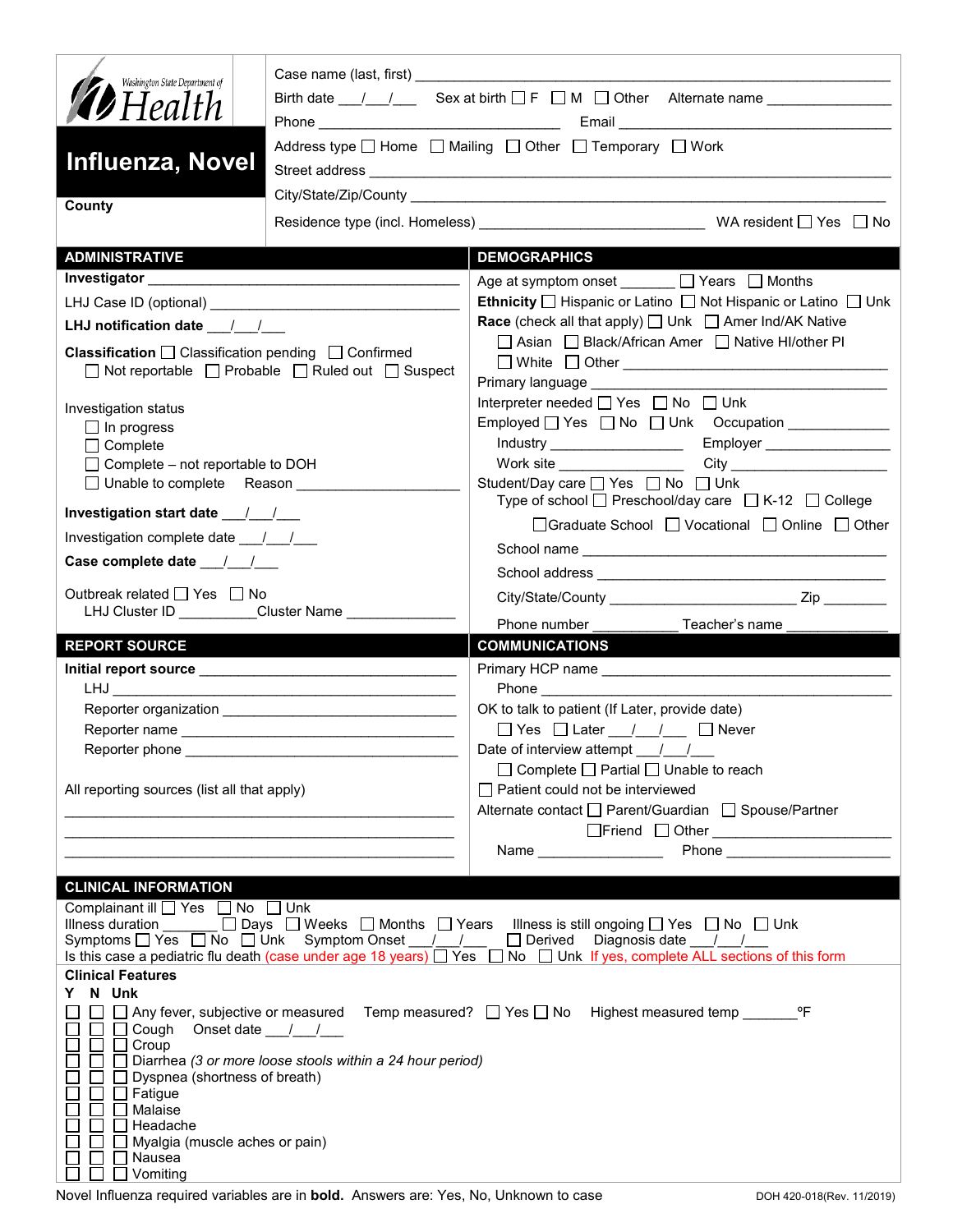Washington State Department of Health

# Influenza, Novel

**County**

Case name (last, first) ___________________________________________

Birth date ___/___/___ Sex at birth ☐ F ☐ M ☐ Other Alternate name ______________

Phone ____________________________ Email ________________________________

Address type ☐ Home ☐ Mailing ☐ Other ☐ Temporary ☐ Work

Street address ____________________________________________________

City/State/Zip/County _____________________________________________

Residence type (incl. Homeless) ________________________ WA resident ☐ Yes ☐ No

## ADMINISTRATIVE

**Investigator** ______________________________________

LHJ Case ID (optional) ______________________________

**LHJ notification date** ___/___/___

**Classification** ☐ Classification pending ☐ Confirmed
☐ Not reportable ☐ Probable ☐ Ruled out ☐ Suspect

Investigation status
☐ In progress
☐ Complete
☐ Complete – not reportable to DOH
☐ Unable to complete Reason ____________________

**Investigation start date** ___/___/___

Investigation complete date ___/___/___

**Case complete date** ___/___/___

Outbreak related ☐ Yes ☐ No
LHJ Cluster ID __________ Cluster Name _____________

## DEMOGRAPHICS

Age at symptom onset _______ ☐ Years ☐ Months

**Ethnicity** ☐ Hispanic or Latino ☐ Not Hispanic or Latino ☐ Unk

**Race** (check all that apply) ☐ Unk ☐ Amer Ind/AK Native
☐ Asian ☐ Black/African Amer ☐ Native HI/other PI
☐ White ☐ Other ______________________________

Primary language ______________________________

Interpreter needed ☐ Yes ☐ No ☐ Unk

Employed ☐ Yes ☐ No ☐ Unk Occupation ____________

Industry ________________ Employer ________________

Work site _______________ City ___________________

Student/Day care ☐ Yes ☐ No ☐ Unk

Type of school ☐ Preschool/day care ☐ K-12 ☐ College
☐ Graduate School ☐ Vocational ☐ Online ☐ Other

School name ______________________________________

School address ____________________________________

City/State/County _______________________ Zip ________

Phone number ___________ Teacher's name _____________

## REPORT SOURCE

**Initial report source** ______________________________

LHJ ______________________________________________

Reporter organization _______________________________

Reporter name ____________________________________

Reporter phone ____________________________________

All reporting sources (list all that apply)

______________________________________________

______________________________________________

______________________________________________

## COMMUNICATIONS

Primary HCP name ____________________________________

Phone _____________________________________________

OK to talk to patient (If Later, provide date)
☐ Yes ☐ Later ___/___/___ ☐ Never

Date of interview attempt ___/___/___
☐ Complete ☐ Partial ☐ Unable to reach

☐ Patient could not be interviewed

Alternate contact ☐ Parent/Guardian ☐ Spouse/Partner
☐ Friend ☐ Other ______________________

Name _______________ Phone ____________________

## CLINICAL INFORMATION

Complainant ill ☐ Yes ☐ No ☐ Unk

Illness duration _______ ☐ Days ☐ Weeks ☐ Months ☐ Years Illness is still ongoing ☐ Yes ☐ No ☐ Unk

Symptoms ☐ Yes ☐ No ☐ Unk Symptom Onset ___/___/___ ☐ Derived Diagnosis date ___/___/___

Is this case a pediatric flu death (case under age 18 years) ☐ Yes ☐ No ☐ Unk If yes, complete ALL sections of this form

**Clinical Features**

| Y | N | Unk | |
|---|---|---|---|
| ☐ | ☐ | ☐ | Any fever, subjective or measured Temp measured? ☐ Yes ☐ No Highest measured temp _______ ºF |
| ☐ | ☐ | ☐ | Cough Onset date ___/___/___ |
| ☐ | ☐ | ☐ | Croup |
| ☐ | ☐ | ☐ | Diarrhea *(3 or more loose stools within a 24 hour period)* |
| ☐ | ☐ | ☐ | Dyspnea (shortness of breath) |
| ☐ | ☐ | ☐ | Fatigue |
| ☐ | ☐ | ☐ | Malaise |
| ☐ | ☐ | ☐ | Headache |
| ☐ | ☐ | ☐ | Myalgia (muscle aches or pain) |
| ☐ | ☐ | ☐ | Nausea |
| ☐ | ☐ | ☐ | Vomiting |

Novel Influenza required variables are in **bold**. Answers are: Yes, No, Unknown to case

DOH 420-018(Rev. 11/2019)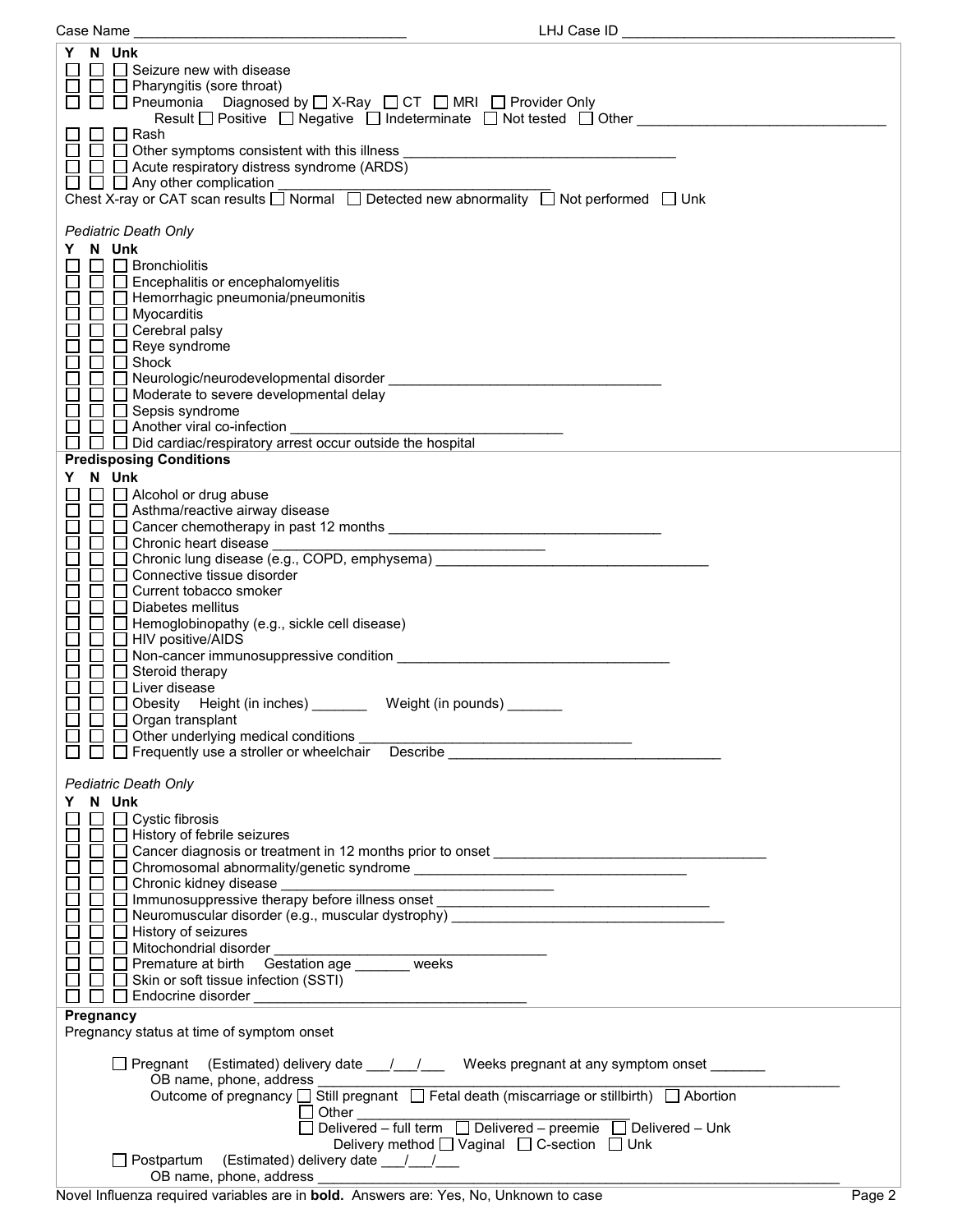Case Name ___________________________________ LHJ Case ID ___________________________________

| Y | N | Unk | |
|---|---|---|---|
| ☐ | ☐ | ☐ | Seizure new with disease |
| ☐ | ☐ | ☐ | Pharyngitis (sore throat) |
| ☐ | ☐ | ☐ | Pneumonia Diagnosed by ☐ X-Ray ☐ CT ☐ MRI ☐ Provider Only<br>Result ☐ Positive ☐ Negative ☐ Indeterminate ☐ Not tested ☐ Other ________________ |
| ☐ | ☐ | ☐ | Rash |
| ☐ | ☐ | ☐ | Other symptoms consistent with this illness ________________ |
| ☐ | ☐ | ☐ | Acute respiratory distress syndrome (ARDS) |
| ☐ | ☐ | ☐ | Any other complication ________________ |

Chest X-ray or CAT scan results ☐ Normal ☐ Detected new abnormality ☐ Not performed ☐ Unk

*Pediatric Death Only*

| Y | N | Unk | |
|---|---|---|---|
| ☐ | ☐ | ☐ | Bronchiolitis |
| ☐ | ☐ | ☐ | Encephalitis or encephalomyelitis |
| ☐ | ☐ | ☐ | Hemorrhagic pneumonia/pneumonitis |
| ☐ | ☐ | ☐ | Myocarditis |
| ☐ | ☐ | ☐ | Cerebral palsy |
| ☐ | ☐ | ☐ | Reye syndrome |
| ☐ | ☐ | ☐ | Shock |
| ☐ | ☐ | ☐ | Neurologic/neurodevelopmental disorder ________________ |
| ☐ | ☐ | ☐ | Moderate to severe developmental delay |
| ☐ | ☐ | ☐ | Sepsis syndrome |
| ☐ | ☐ | ☐ | Another viral co-infection ________________ |
| ☐ | ☐ | ☐ | Did cardiac/respiratory arrest occur outside the hospital |

**Predisposing Conditions**

| Y | N | Unk | |
|---|---|---|---|
| ☐ | ☐ | ☐ | Alcohol or drug abuse |
| ☐ | ☐ | ☐ | Asthma/reactive airway disease |
| ☐ | ☐ | ☐ | Cancer chemotherapy in past 12 months ________________ |
| ☐ | ☐ | ☐ | Chronic heart disease ________________ |
| ☐ | ☐ | ☐ | Chronic lung disease (e.g., COPD, emphysema) ________________ |
| ☐ | ☐ | ☐ | Connective tissue disorder |
| ☐ | ☐ | ☐ | Current tobacco smoker |
| ☐ | ☐ | ☐ | Diabetes mellitus |
| ☐ | ☐ | ☐ | Hemoglobinopathy (e.g., sickle cell disease) |
| ☐ | ☐ | ☐ | HIV positive/AIDS |
| ☐ | ☐ | ☐ | Non-cancer immunosuppressive condition ________________ |
| ☐ | ☐ | ☐ | Steroid therapy |
| ☐ | ☐ | ☐ | Liver disease |
| ☐ | ☐ | ☐ | Obesity Height (in inches) _______ Weight (in pounds) _______ |
| ☐ | ☐ | ☐ | Organ transplant |
| ☐ | ☐ | ☐ | Other underlying medical conditions ________________ |
| ☐ | ☐ | ☐ | Frequently use a stroller or wheelchair Describe ________________ |

*Pediatric Death Only*

| Y | N | Unk | |
|---|---|---|---|
| ☐ | ☐ | ☐ | Cystic fibrosis |
| ☐ | ☐ | ☐ | History of febrile seizures |
| ☐ | ☐ | ☐ | Cancer diagnosis or treatment in 12 months prior to onset ________________ |
| ☐ | ☐ | ☐ | Chromosomal abnormality/genetic syndrome ________________ |
| ☐ | ☐ | ☐ | Chronic kidney disease ________________ |
| ☐ | ☐ | ☐ | Immunosuppressive therapy before illness onset ________________ |
| ☐ | ☐ | ☐ | Neuromuscular disorder (e.g., muscular dystrophy) ________________ |
| ☐ | ☐ | ☐ | History of seizures |
| ☐ | ☐ | ☐ | Mitochondrial disorder ________________ |
| ☐ | ☐ | ☐ | Premature at birth Gestation age _______ weeks |
| ☐ | ☐ | ☐ | Skin or soft tissue infection (SSTI) |
| ☐ | ☐ | ☐ | Endocrine disorder ________________ |

**Pregnancy**

Pregnancy status at time of symptom onset

☐ Pregnant (Estimated) delivery date ___/___/___ Weeks pregnant at any symptom onset _______

OB name, phone, address ________________________________

Outcome of pregnancy ☐ Still pregnant ☐ Fetal death (miscarriage or stillbirth) ☐ Abortion

☐ Other ________________

☐ Delivered – full term ☐ Delivered – preemie ☐ Delivered – Unk

Delivery method ☐ Vaginal ☐ C-section ☐ Unk

☐ Postpartum (Estimated) delivery date ___/___/___

OB name, phone, address ________________________________

Novel Influenza required variables are in **bold**. Answers are: Yes, No, Unknown to case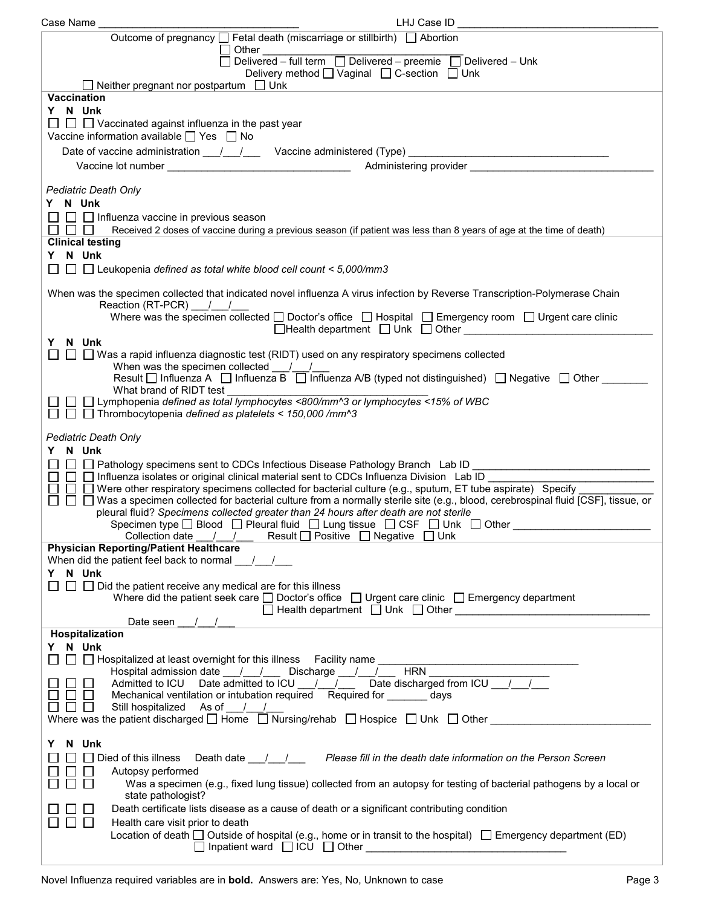Case Name ________________________________ LHJ Case ID ________________________________

Outcome of pregnancy ☐ Fetal death (miscarriage or stillbirth) ☐ Abortion
☐ Other ______________________________
☐ Delivered – full term ☐ Delivered – preemie ☐ Delivered – Unk
Delivery method ☐ Vaginal ☐ C-section ☐ Unk
☐ Neither pregnant nor postpartum ☐ Unk

**Vaccination**

**Y N Unk**

☐ ☐ ☐ Vaccinated against influenza in the past year

Vaccine information available ☐ Yes ☐ No

Date of vaccine administration ___/___/___ Vaccine administered (Type) ______________________________

Vaccine lot number ______________________________ Administering provider ______________________________

*Pediatric Death Only*

**Y N Unk**

☐ ☐ ☐ Influenza vaccine in previous season

☐ ☐ ☐ Received 2 doses of vaccine during a previous season (if patient was less than 8 years of age at the time of death)

**Clinical testing**

**Y N Unk**

☐ ☐ ☐ Leukopenia *defined as total white blood cell count < 5,000/mm3*

When was the specimen collected that indicated novel influenza A virus infection by Reverse Transcription-Polymerase Chain Reaction (RT-PCR) ___/___/___

Where was the specimen collected ☐ Doctor's office ☐ Hospital ☐ Emergency room ☐ Urgent care clinic ☐ Health department ☐ Unk ☐ Other ______________________________

**Y N Unk**

☐ ☐ ☐ Was a rapid influenza diagnostic test (RIDT) used on any respiratory specimens collected

When was the specimen collected ___/___/___

Result ☐ Influenza A ☐ Influenza B ☐ Influenza A/B (typed not distinguished) ☐ Negative ☐ Other ________

What brand of RIDT test ______________________________

☐ ☐ ☐ Lymphopenia *defined as total lymphocytes <800/mm^3 or lymphocytes <15% of WBC*

☐ ☐ ☐ Thrombocytopenia *defined as platelets < 150,000 /mm^3*

*Pediatric Death Only*

**Y N Unk**

☐ ☐ ☐ Pathology specimens sent to CDCs Infectious Disease Pathology Branch Lab ID ______________________________

☐ ☐ ☐ Influenza isolates or original clinical material sent to CDCs Influenza Division Lab ID ______________________________

☐ ☐ ☐ Were other respiratory specimens collected for bacterial culture (e.g., sputum, ET tube aspirate) Specify ____________

☐ ☐ ☐ Was a specimen collected for bacterial culture from a normally sterile site (e.g., blood, cerebrospinal fluid [CSF], tissue, or pleural fluid? *Specimens collected greater than 24 hours after death are not sterile*

Specimen type ☐ Blood ☐ Pleural fluid ☐ Lung tissue ☐ CSF ☐ Unk ☐ Other ______________________

Collection date ___/___/___ Result ☐ Positive ☐ Negative ☐ Unk

**Physician Reporting/Patient Healthcare**

When did the patient feel back to normal ___/___/___

**Y N Unk**

☐ ☐ ☐ Did the patient receive any medical are for this illness

Where did the patient seek care ☐ Doctor's office ☐ Urgent care clinic ☐ Emergency department ☐ Health department ☐ Unk ☐ Other ______________________________

Date seen ___/___/___

**Hospitalization**

**Y N Unk**

☐ ☐ ☐ Hospitalized at least overnight for this illness Facility name ______________________________

Hospital admission date ___/___/___ Discharge ___/___/___ HRN ____________________

☐ ☐ ☐ Admitted to ICU Date admitted to ICU ___/___/___ Date discharged from ICU ___/___/___

☐ ☐ ☐ Mechanical ventilation or intubation required Required for _______ days

☐ ☐ ☐ Still hospitalized As of ___/___/___

Where was the patient discharged ☐ Home ☐ Nursing/rehab ☐ Hospice ☐ Unk ☐ Other ______________________________

**Y N Unk**

☐ ☐ ☐ Died of this illness Death date ___/___/___ *Please fill in the death date information on the Person Screen*

☐ ☐ ☐ Autopsy performed

☐ ☐ ☐ Was a specimen (e.g., fixed lung tissue) collected from an autopsy for testing of bacterial pathogens by a local or state pathologist?

☐ ☐ ☐ Death certificate lists disease as a cause of death or a significant contributing condition

☐ ☐ ☐ Health care visit prior to death

Location of death ☐ Outside of hospital (e.g., home or in transit to the hospital) ☐ Emergency department (ED) ☐ Inpatient ward ☐ ICU ☐ Other ______________________________

Novel Influenza required variables are in **bold.** Answers are: Yes, No, Unknown to case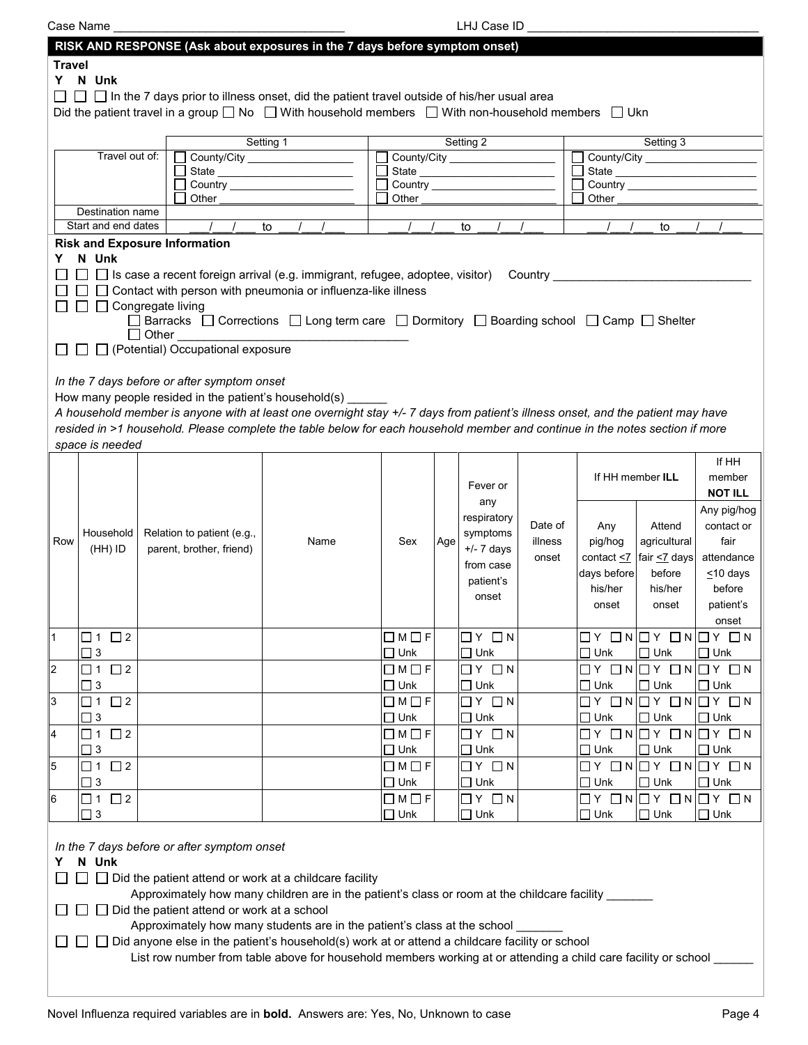Case Name ___________________________________ LHJ Case ID ___________________________________

## RISK AND RESPONSE (Ask about exposures in the 7 days before symptom onset)

### Travel

**Y N Unk**

☐ ☐ ☐ In the 7 days prior to illness onset, did the patient travel outside of his/her usual area

Did the patient travel in a group ☐ No ☐ With household members ☐ With non-household members ☐ Ukn

| | Setting 1 | Setting 2 | Setting 3 |
|---|---|---|---|
| Travel out of: | ☐ County/City ________ ☐ State ________ ☐ Country ________ ☐ Other ________ | ☐ County/City ________ ☐ State ________ ☐ Country ________ ☐ Other ________ | ☐ County/City ________ ☐ State ________ ☐ Country ________ ☐ Other ________ |
| Destination name | | | |
| Start and end dates | ___/___/___ to ___/___/___ | ___/___/___ to ___/___/___ | ___/___/___ to ___/___/___ |

### Risk and Exposure Information

**Y N Unk**

☐ ☐ ☐ Is case a recent foreign arrival (e.g. immigrant, refugee, adoptee, visitor) Country ______________________________

☐ ☐ ☐ Contact with person with pneumonia or influenza-like illness

☐ ☐ ☐ Congregate living

☐ Barracks ☐ Corrections ☐ Long term care ☐ Dormitory ☐ Boarding school ☐ Camp ☐ Shelter

☐ Other ___________________________________

☐ ☐ ☐ (Potential) Occupational exposure

*In the 7 days before or after symptom onset*

How many people resided in the patient's household(s) ______

*A household member is anyone with at least one overnight stay +/- 7 days from patient's illness onset, and the patient may have resided in >1 household. Please complete the table below for each household member and continue in the notes section if more space is needed*

| Row | Household (HH) ID | Relation to patient (e.g., parent, brother, friend) | Name | Sex | Age | Fever or any respiratory symptoms +/- 7 days from case patient's onset | Date of illness onset | If HH member **ILL**: Any pig/hog contact ≤7 days before his/her onset | If HH member **ILL**: Attend agricultural fair ≤7 days before his/her onset | If HH member **NOT ILL**: Any pig/hog contact or fair attendance ≤10 days before patient's onset |
|---|---|---|---|---|---|---|---|---|---|---|
| 1 | ☐ 1 ☐ 2 ☐ 3 | | | ☐ M ☐ F ☐ Unk | | ☐ Y ☐ N ☐ Unk | | ☐ Y ☐ N ☐ Unk | ☐ Y ☐ N ☐ Unk | ☐ Y ☐ N ☐ Unk |
| 2 | ☐ 1 ☐ 2 ☐ 3 | | | ☐ M ☐ F ☐ Unk | | ☐ Y ☐ N ☐ Unk | | ☐ Y ☐ N ☐ Unk | ☐ Y ☐ N ☐ Unk | ☐ Y ☐ N ☐ Unk |
| 3 | ☐ 1 ☐ 2 ☐ 3 | | | ☐ M ☐ F ☐ Unk | | ☐ Y ☐ N ☐ Unk | | ☐ Y ☐ N ☐ Unk | ☐ Y ☐ N ☐ Unk | ☐ Y ☐ N ☐ Unk |
| 4 | ☐ 1 ☐ 2 ☐ 3 | | | ☐ M ☐ F ☐ Unk | | ☐ Y ☐ N ☐ Unk | | ☐ Y ☐ N ☐ Unk | ☐ Y ☐ N ☐ Unk | ☐ Y ☐ N ☐ Unk |
| 5 | ☐ 1 ☐ 2 ☐ 3 | | | ☐ M ☐ F ☐ Unk | | ☐ Y ☐ N ☐ Unk | | ☐ Y ☐ N ☐ Unk | ☐ Y ☐ N ☐ Unk | ☐ Y ☐ N ☐ Unk |
| 6 | ☐ 1 ☐ 2 ☐ 3 | | | ☐ M ☐ F ☐ Unk | | ☐ Y ☐ N ☐ Unk | | ☐ Y ☐ N ☐ Unk | ☐ Y ☐ N ☐ Unk | ☐ Y ☐ N ☐ Unk |

*In the 7 days before or after symptom onset*

**Y N Unk**

☐ ☐ ☐ Did the patient attend or work at a childcare facility

Approximately how many children are in the patient's class or room at the childcare facility _______

☐ ☐ ☐ Did the patient attend or work at a school

Approximately how many students are in the patient's class at the school _______

☐ ☐ ☐ Did anyone else in the patient's household(s) work at or attend a childcare facility or school

List row number from table above for household members working at or attending a child care facility or school ______

Novel Influenza required variables are in **bold.** Answers are: Yes, No, Unknown to case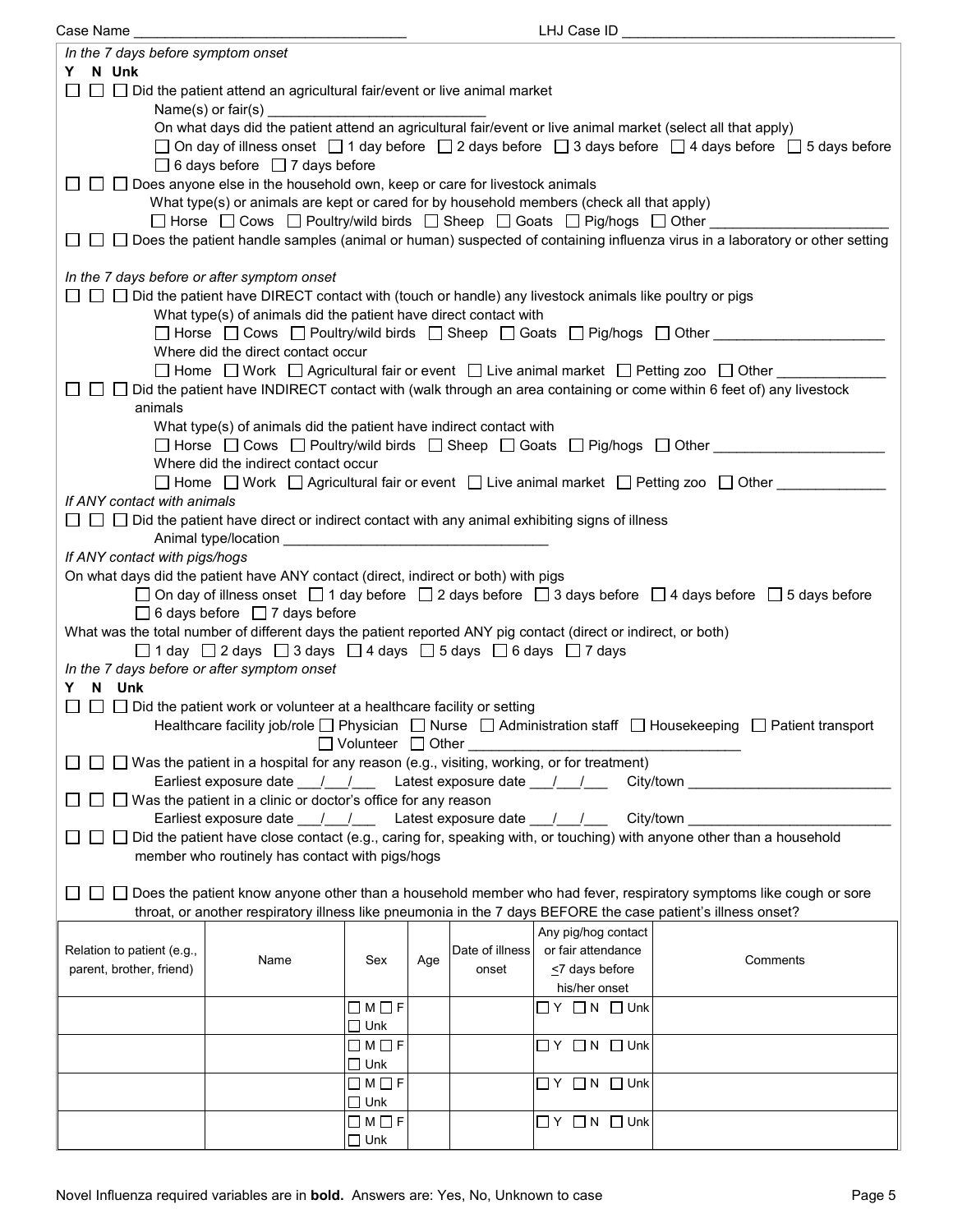Case Name ________________________________ LHJ Case ID ________________________________

*In the 7 days before symptom onset*

**Y N Unk**

☐ ☐ ☐ Did the patient attend an agricultural fair/event or live animal market

Name(s) or fair(s) ___________________________

On what days did the patient attend an agricultural fair/event or live animal market (select all that apply)

☐ On day of illness onset ☐ 1 day before ☐ 2 days before ☐ 3 days before ☐ 4 days before ☐ 5 days before ☐ 6 days before ☐ 7 days before

☐ ☐ ☐ Does anyone else in the household own, keep or care for livestock animals

What type(s) or animals are kept or cared for by household members (check all that apply)

☐ Horse ☐ Cows ☐ Poultry/wild birds ☐ Sheep ☐ Goats ☐ Pig/hogs ☐ Other ______________________

☐ ☐ ☐ Does the patient handle samples (animal or human) suspected of containing influenza virus in a laboratory or other setting

*In the 7 days before or after symptom onset*

☐ ☐ ☐ Did the patient have DIRECT contact with (touch or handle) any livestock animals like poultry or pigs

What type(s) of animals did the patient have direct contact with

☐ Horse ☐ Cows ☐ Poultry/wild birds ☐ Sheep ☐ Goats ☐ Pig/hogs ☐ Other ______________________

Where did the direct contact occur

☐ Home ☐ Work ☐ Agricultural fair or event ☐ Live animal market ☐ Petting zoo ☐ Other ______________

☐ ☐ ☐ Did the patient have INDIRECT contact with (walk through an area containing or come within 6 feet of) any livestock animals

What type(s) of animals did the patient have indirect contact with

☐ Horse ☐ Cows ☐ Poultry/wild birds ☐ Sheep ☐ Goats ☐ Pig/hogs ☐ Other ______________________

Where did the indirect contact occur

☐ Home ☐ Work ☐ Agricultural fair or event ☐ Live animal market ☐ Petting zoo ☐ Other ______________

*If ANY contact with animals*

☐ ☐ ☐ Did the patient have direct or indirect contact with any animal exhibiting signs of illness

Animal type/location ________________________________

*If ANY contact with pigs/hogs*

On what days did the patient have ANY contact (direct, indirect or both) with pigs

☐ On day of illness onset ☐ 1 day before ☐ 2 days before ☐ 3 days before ☐ 4 days before ☐ 5 days before ☐ 6 days before ☐ 7 days before

What was the total number of different days the patient reported ANY pig contact (direct or indirect, or both)

☐ 1 day ☐ 2 days ☐ 3 days ☐ 4 days ☐ 5 days ☐ 6 days ☐ 7 days

*In the 7 days before or after symptom onset*

**Y N Unk**

☐ ☐ ☐ Did the patient work or volunteer at a healthcare facility or setting

Healthcare facility job/role ☐ Physician ☐ Nurse ☐ Administration staff ☐ Housekeeping ☐ Patient transport ☐ Volunteer ☐ Other ________________________________

☐ ☐ ☐ Was the patient in a hospital for any reason (e.g., visiting, working, or for treatment)

Earliest exposure date ___/___/___ Latest exposure date ___/___/___ City/town ________________________

☐ ☐ ☐ Was the patient in a clinic or doctor's office for any reason

Earliest exposure date ___/___/___ Latest exposure date ___/___/___ City/town ________________________

☐ ☐ ☐ Did the patient have close contact (e.g., caring for, speaking with, or touching) with anyone other than a household member who routinely has contact with pigs/hogs

☐ ☐ ☐ Does the patient know anyone other than a household member who had fever, respiratory symptoms like cough or sore throat, or another respiratory illness like pneumonia in the 7 days BEFORE the case patient's illness onset?

| Relation to patient (e.g., parent, brother, friend) | Name | Sex | Age | Date of illness onset | Any pig/hog contact or fair attendance ≤7 days before his/her onset | Comments |
|---|---|---|---|---|---|---|
| | | ☐ M ☐ F ☐ Unk | | | ☐ Y ☐ N ☐ Unk | |
| | | ☐ M ☐ F ☐ Unk | | | ☐ Y ☐ N ☐ Unk | |
| | | ☐ M ☐ F ☐ Unk | | | ☐ Y ☐ N ☐ Unk | |
| | | ☐ M ☐ F ☐ Unk | | | ☐ Y ☐ N ☐ Unk | |

Novel Influenza required variables are in **bold**. Answers are: Yes, No, Unknown to case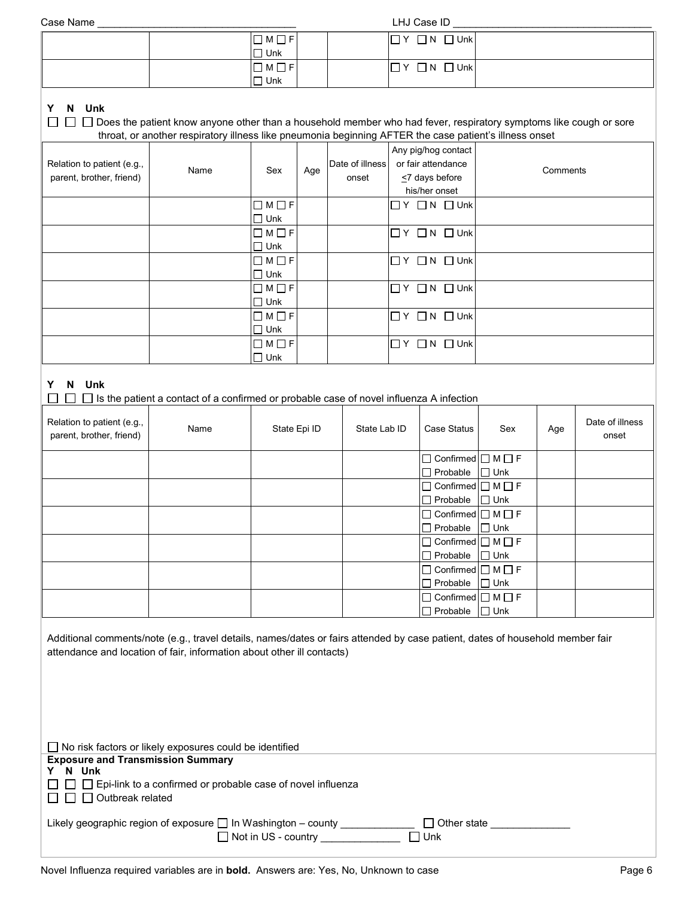Case Name ___________________________________ LHJ Case ID ___________________________________

| | | | | | | |
|---|---|---|---|---|---|---|
| | | ☐ M ☐ F ☐ Unk | | | ☐ Y ☐ N ☐ Unk | |
| | | ☐ M ☐ F ☐ Unk | | | ☐ Y ☐ N ☐ Unk | |

**Y N Unk**

☐ ☐ ☐ Does the patient know anyone other than a household member who had fever, respiratory symptoms like cough or sore throat, or another respiratory illness like pneumonia beginning AFTER the case patient's illness onset

| Relation to patient (e.g., parent, brother, friend) | Name | Sex | Age | Date of illness onset | Any pig/hog contact or fair attendance ≤7 days before his/her onset | Comments |
|---|---|---|---|---|---|---|
| | | ☐ M ☐ F ☐ Unk | | | ☐ Y ☐ N ☐ Unk | |
| | | ☐ M ☐ F ☐ Unk | | | ☐ Y ☐ N ☐ Unk | |
| | | ☐ M ☐ F ☐ Unk | | | ☐ Y ☐ N ☐ Unk | |
| | | ☐ M ☐ F ☐ Unk | | | ☐ Y ☐ N ☐ Unk | |
| | | ☐ M ☐ F ☐ Unk | | | ☐ Y ☐ N ☐ Unk | |
| | | ☐ M ☐ F ☐ Unk | | | ☐ Y ☐ N ☐ Unk | |

**Y N Unk**

☐ ☐ ☐ Is the patient a contact of a confirmed or probable case of novel influenza A infection

| Relation to patient (e.g., parent, brother, friend) | Name | State Epi ID | State Lab ID | Case Status | Sex | Age | Date of illness onset |
|---|---|---|---|---|---|---|---|
| | | | | ☐ Confirmed ☐ Probable | ☐ M ☐ F ☐ Unk | | |
| | | | | ☐ Confirmed ☐ Probable | ☐ M ☐ F ☐ Unk | | |
| | | | | ☐ Confirmed ☐ Probable | ☐ M ☐ F ☐ Unk | | |
| | | | | ☐ Confirmed ☐ Probable | ☐ M ☐ F ☐ Unk | | |
| | | | | ☐ Confirmed ☐ Probable | ☐ M ☐ F ☐ Unk | | |
| | | | | ☐ Confirmed ☐ Probable | ☐ M ☐ F ☐ Unk | | |

Additional comments/note (e.g., travel details, names/dates or fairs attended by case patient, dates of household member fair attendance and location of fair, information about other ill contacts)

☐ No risk factors or likely exposures could be identified

**Exposure and Transmission Summary**

**Y N Unk**

☐ ☐ ☐ Epi-link to a confirmed or probable case of novel influenza

☐ ☐ ☐ Outbreak related

Likely geographic region of exposure ☐ In Washington – county _____________ ☐ Other state ______________
☐ Not in US - country ______________ ☐ Unk

Novel Influenza required variables are in **bold.** Answers are: Yes, No, Unknown to case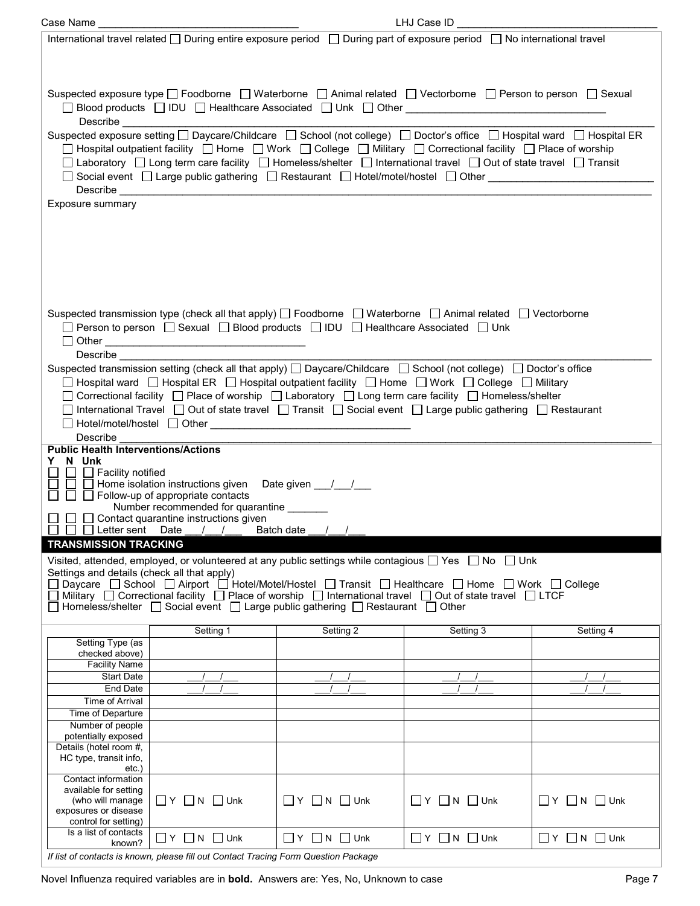Case Name ______________________________ LHJ Case ID ______________________________

International travel related ☐ During entire exposure period ☐ During part of exposure period ☐ No international travel

Suspected exposure type ☐ Foodborne ☐ Waterborne ☐ Animal related ☐ Vectorborne ☐ Person to person ☐ Sexual ☐ Blood products ☐ IDU ☐ Healthcare Associated ☐ Unk ☐ Other ______________________________

Describe ______________________________

Suspected exposure setting ☐ Daycare/Childcare ☐ School (not college) ☐ Doctor's office ☐ Hospital ward ☐ Hospital ER ☐ Hospital outpatient facility ☐ Home ☐ Work ☐ College ☐ Military ☐ Correctional facility ☐ Place of worship ☐ Laboratory ☐ Long term care facility ☐ Homeless/shelter ☐ International travel ☐ Out of state travel ☐ Transit ☐ Social event ☐ Large public gathering ☐ Restaurant ☐ Hotel/motel/hostel ☐ Other ______________________________

Describe ______________________________

Exposure summary

Suspected transmission type (check all that apply) ☐ Foodborne ☐ Waterborne ☐ Animal related ☐ Vectorborne ☐ Person to person ☐ Sexual ☐ Blood products ☐ IDU ☐ Healthcare Associated ☐ Unk ☐ Other ______________________________

Describe ______________________________

Suspected transmission setting (check all that apply) ☐ Daycare/Childcare ☐ School (not college) ☐ Doctor's office ☐ Hospital ward ☐ Hospital ER ☐ Hospital outpatient facility ☐ Home ☐ Work ☐ College ☐ Military ☐ Correctional facility ☐ Place of worship ☐ Laboratory ☐ Long term care facility ☐ Homeless/shelter ☐ International Travel ☐ Out of state travel ☐ Transit ☐ Social event ☐ Large public gathering ☐ Restaurant ☐ Hotel/motel/hostel ☐ Other ______________________________

Describe ______________________________

**Public Health Interventions/Actions**

**Y N Unk**

☐ ☐ ☐ Facility notified

☐ ☐ ☐ Home isolation instructions given Date given ___/___/___

☐ ☐ ☐ Follow-up of appropriate contacts

Number recommended for quarantine _______

☐ ☐ ☐ Contact quarantine instructions given

☐ ☐ ☐ Letter sent Date ___/___/___ Batch date ___/___/___

## TRANSMISSION TRACKING

Visited, attended, employed, or volunteered at any public settings while contagious ☐ Yes ☐ No ☐ Unk

Settings and details (check all that apply)

☐ Daycare ☐ School ☐ Airport ☐ Hotel/Motel/Hostel ☐ Transit ☐ Healthcare ☐ Home ☐ Work ☐ College ☐ Military ☐ Correctional facility ☐ Place of worship ☐ International travel ☐ Out of state travel ☐ LTCF ☐ Homeless/shelter ☐ Social event ☐ Large public gathering ☐ Restaurant ☐ Other

| | Setting 1 | Setting 2 | Setting 3 | Setting 4 |
|---|---|---|---|---|
| Setting Type (as checked above) | | | | |
| Facility Name | | | | |
| Start Date | ___/___/___ | ___/___/___ | ___/___/___ | ___/___/___ |
| End Date | ___/___/___ | ___/___/___ | ___/___/___ | ___/___/___ |
| Time of Arrival | | | | |
| Time of Departure | | | | |
| Number of people potentially exposed | | | | |
| Details (hotel room #, HC type, transit info, etc.) | | | | |
| Contact information available for setting (who will manage exposures or disease control for setting) | ☐ Y ☐ N ☐ Unk | ☐ Y ☐ N ☐ Unk | ☐ Y ☐ N ☐ Unk | ☐ Y ☐ N ☐ Unk |
| Is a list of contacts known? | ☐ Y ☐ N ☐ Unk | ☐ Y ☐ N ☐ Unk | ☐ Y ☐ N ☐ Unk | ☐ Y ☐ N ☐ Unk |

*If list of contacts is known, please fill out Contact Tracing Form Question Package*

Novel Influenza required variables are in **bold**. Answers are: Yes, No, Unknown to case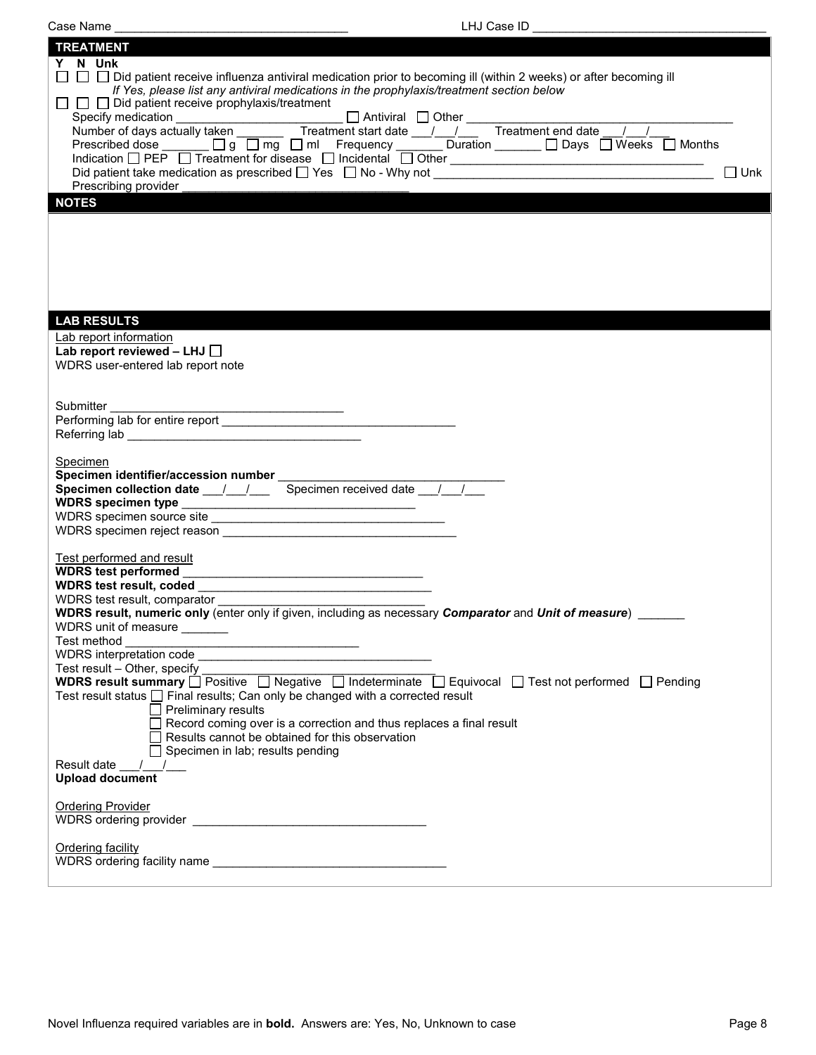Case Name ___________________________________ LHJ Case ID ___________________________________

## TREATMENT

Y N Unk

☐ ☐ ☐ Did patient receive influenza antiviral medication prior to becoming ill (within 2 weeks) or after becoming ill

*If Yes, please list any antiviral medications in the prophylaxis/treatment section below*

☐ ☐ ☐ Did patient receive prophylaxis/treatment

Specify medication ________________________ ☐ Antiviral ☐ Other ________________________________________

Number of days actually taken _______ Treatment start date ___/___/___ Treatment end date ___/___/___

Prescribed dose _______ ☐ g ☐ mg ☐ ml Frequency _______ Duration _______ ☐ Days ☐ Weeks ☐ Months

Indication ☐ PEP ☐ Treatment for disease ☐ Incidental ☐ Other ________________________________________

Did patient take medication as prescribed ☐ Yes ☐ No - Why not ________________________________________ ☐ Unk

Prescribing provider __________________________________

## NOTES

## LAB RESULTS

Lab report information

**Lab report reviewed – LHJ** ☐

WDRS user-entered lab report note

Submitter ___________________________________

Performing lab for entire report ___________________________________

Referring lab ___________________________________

Specimen

**Specimen identifier/accession number** ___________________________________

**Specimen collection date** ___/___/___ Specimen received date ___/___/___

**WDRS specimen type** ___________________________________

WDRS specimen source site ___________________________________

WDRS specimen reject reason ___________________________________

Test performed and result

**WDRS test performed** ___________________________________

**WDRS test result, coded** ___________________________________

WDRS test result, comparator ___________________________________

**WDRS result, numeric only** (enter only if given, including as necessary ***Comparator*** and ***Unit of measure***) _______

WDRS unit of measure _______

Test method ___________________________________

WDRS interpretation code ___________________________________

Test result – Other, specify ___________________________________

**WDRS result summary** ☐ Positive ☐ Negative ☐ Indeterminate ☐ Equivocal ☐ Test not performed ☐ Pending

Test result status ☐ Final results; Can only be changed with a corrected result

☐ Preliminary results

☐ Record coming over is a correction and thus replaces a final result

☐ Results cannot be obtained for this observation

☐ Specimen in lab; results pending

Result date ___/___/___

**Upload document**

Ordering Provider

WDRS ordering provider ___________________________________

Ordering facility

WDRS ordering facility name ___________________________________

Novel Influenza required variables are in **bold.** Answers are: Yes, No, Unknown to case